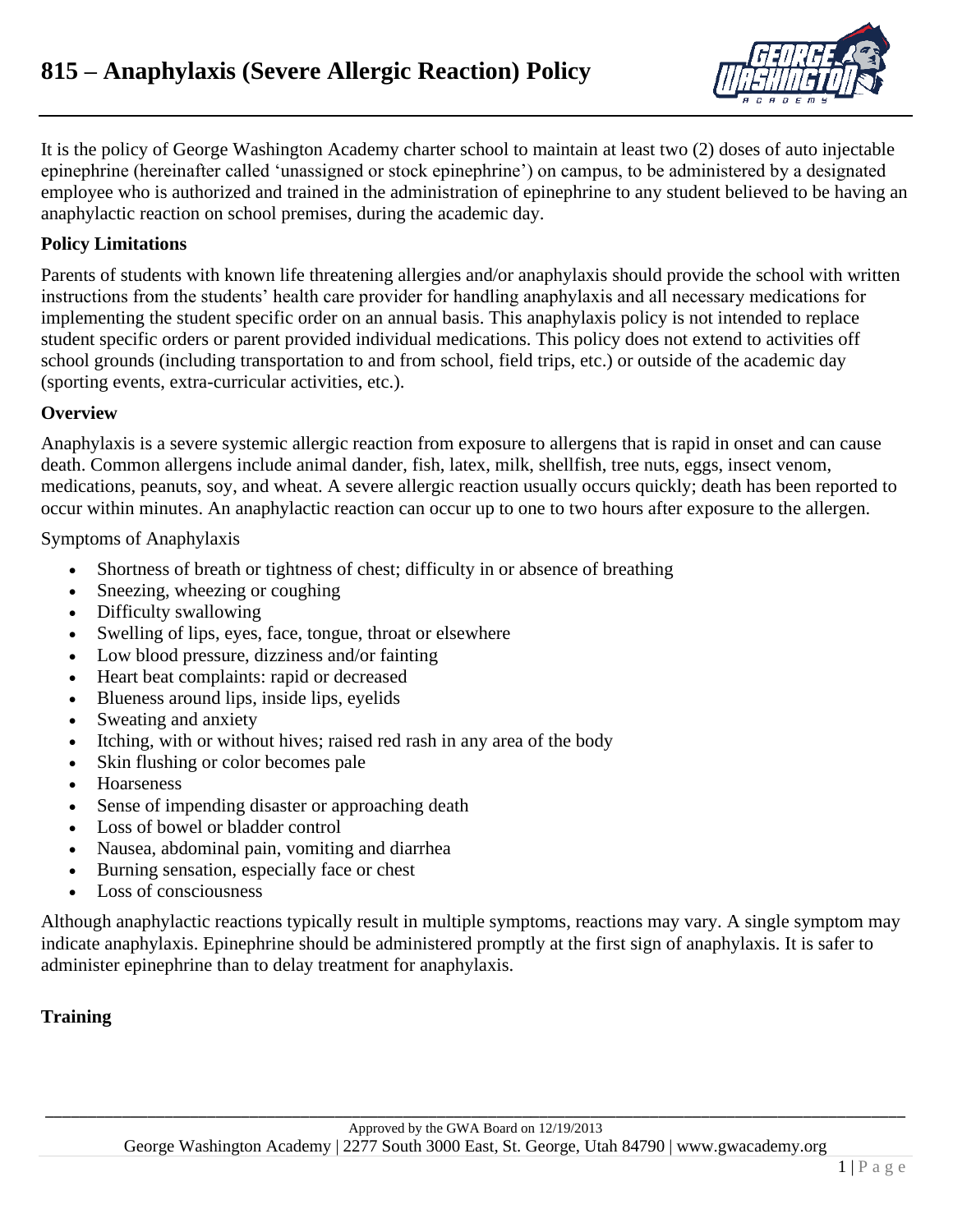# 815 – Anaphylaxis (Severe Allergic Reaction) Policy

It is the policy of George Washington Academy charter school to maintain at least two (2) doses of auto injectable epinephrine (hereinafter called 'unassigned or stock epinephrine') on campus, to be administered by a designated employee who is authorized and trained in the administration of epinephrine to any student believed to be having an anaphylactic reaction on school premises, during the academic day.

**Policy Limitations**

Parents of students with known life threatening allergies and/or anaphylaxis should provide the school with written instructions from the students' health care provider for handling anaphylaxis and all necessary medications for implementing the student specific order on an annual basis. This anaphylaxis policy is not intended to replace student specific orders or parent provided individual medications. This policy does not extend to activities off school grounds (including transportation to and from school, field trips, etc.) or outside of the academic day (sporting events, extra-curricular activities, etc.).

**Overview**

Anaphylaxis is a severe systemic allergic reaction from exposure to allergens that is rapid in onset and can cause death. Common allergens include animal dander, fish, latex, milk, shellfish, tree nuts, eggs, insect venom, medications, peanuts, soy, and wheat. A severe allergic reaction usually occurs quickly; death has been reported to occur within minutes. An anaphylactic reaction can occur up to one to two hours after exposure to the allergen.

Symptoms of Anaphylaxis

- Shortness of breath or tightness of chest; difficulty in or absence of breathing
- Sneezing, wheezing or coughing
- Difficulty swallowing
- Swelling of lips, eyes, face, tongue, throat or elsewhere
- Low blood pressure, dizziness and/or fainting
- Heart beat complaints: rapid or decreased
- Blueness around lips, inside lips, eyelids
- Sweating and anxiety
- Itching, with or without hives; raised red rash in any area of the body
- Skin flushing or color becomes pale
- Hoarseness
- Sense of impending disaster or approaching death
- Loss of bowel or bladder control
- Nausea, abdominal pain, vomiting and diarrhea
- Burning sensation, especially face or chest
- Loss of consciousness

Although anaphylactic reactions typically result in multiple symptoms, reactions may vary. A single symptom may indicate anaphylaxis. Epinephrine should be administered promptly at the first sign of anaphylaxis. It is safer to administer epinephrine than to delay treatment for anaphylaxis.

**Training**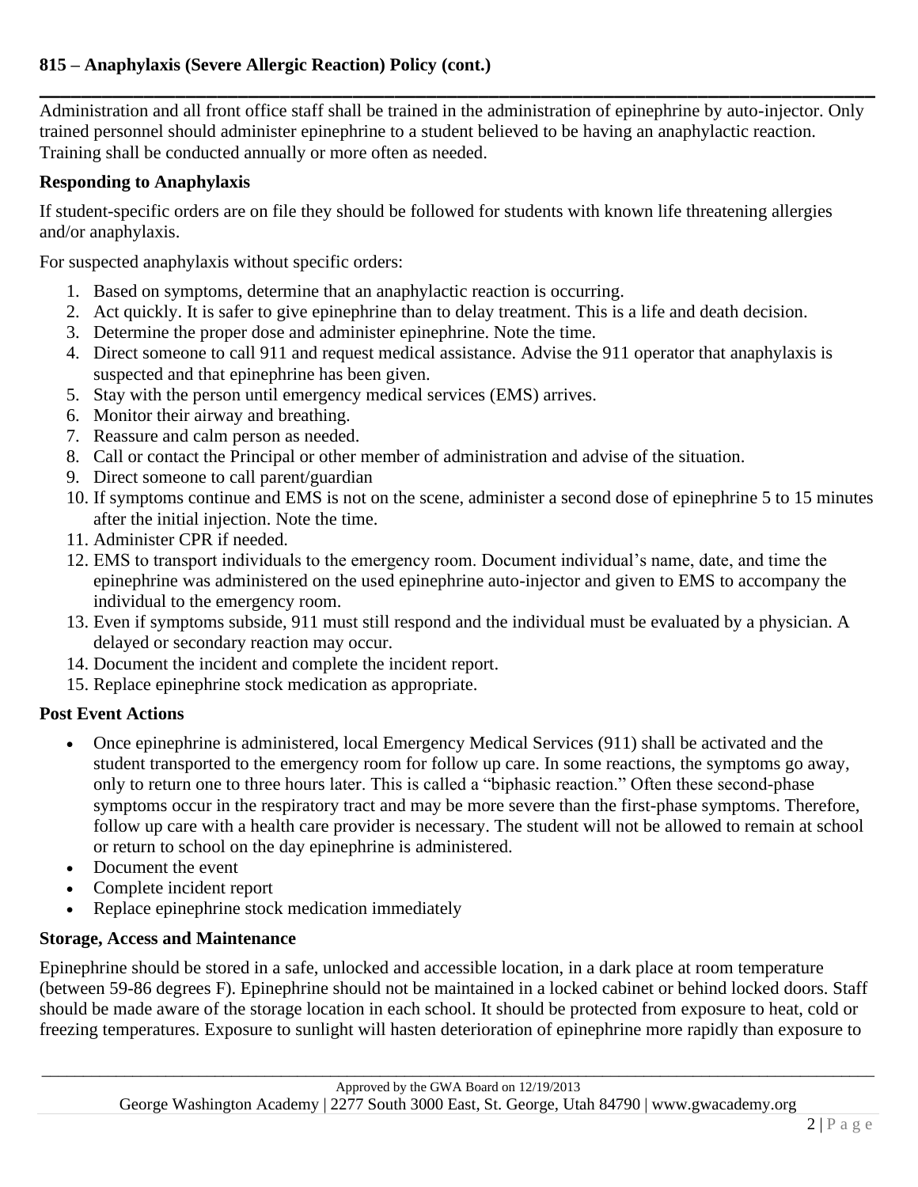Administration and all front office staff shall be trained in the administration of epinephrine by auto-injector. Only trained personnel should administer epinephrine to a student believed to be having an anaphylactic reaction. Training shall be conducted annually or more often as needed.

**Responding to Anaphylaxis**

If student-specific orders are on file they should be followed for students with known life threatening allergies and/or anaphylaxis.

For suspected anaphylaxis without specific orders:

1. Based on symptoms, determine that an anaphylactic reaction is occurring.
2. Act quickly. It is safer to give epinephrine than to delay treatment. This is a life and death decision.
3. Determine the proper dose and administer epinephrine. Note the time.
4. Direct someone to call 911 and request medical assistance. Advise the 911 operator that anaphylaxis is suspected and that epinephrine has been given.
5. Stay with the person until emergency medical services (EMS) arrives.
6. Monitor their airway and breathing.
7. Reassure and calm person as needed.
8. Call or contact the Principal or other member of administration and advise of the situation.
9. Direct someone to call parent/guardian
10. If symptoms continue and EMS is not on the scene, administer a second dose of epinephrine 5 to 15 minutes after the initial injection. Note the time.
11. Administer CPR if needed.
12. EMS to transport individuals to the emergency room. Document individual's name, date, and time the epinephrine was administered on the used epinephrine auto-injector and given to EMS to accompany the individual to the emergency room.
13. Even if symptoms subside, 911 must still respond and the individual must be evaluated by a physician. A delayed or secondary reaction may occur.
14. Document the incident and complete the incident report.
15. Replace epinephrine stock medication as appropriate.

**Post Event Actions**

- Once epinephrine is administered, local Emergency Medical Services (911) shall be activated and the student transported to the emergency room for follow up care. In some reactions, the symptoms go away, only to return one to three hours later. This is called a "biphasic reaction." Often these second-phase symptoms occur in the respiratory tract and may be more severe than the first-phase symptoms. Therefore, follow up care with a health care provider is necessary. The student will not be allowed to remain at school or return to school on the day epinephrine is administered.
- Document the event
- Complete incident report
- Replace epinephrine stock medication immediately

**Storage, Access and Maintenance**

Epinephrine should be stored in a safe, unlocked and accessible location, in a dark place at room temperature (between 59-86 degrees F). Epinephrine should not be maintained in a locked cabinet or behind locked doors. Staff should be made aware of the storage location in each school. It should be protected from exposure to heat, cold or freezing temperatures. Exposure to sunlight will hasten deterioration of epinephrine more rapidly than exposure to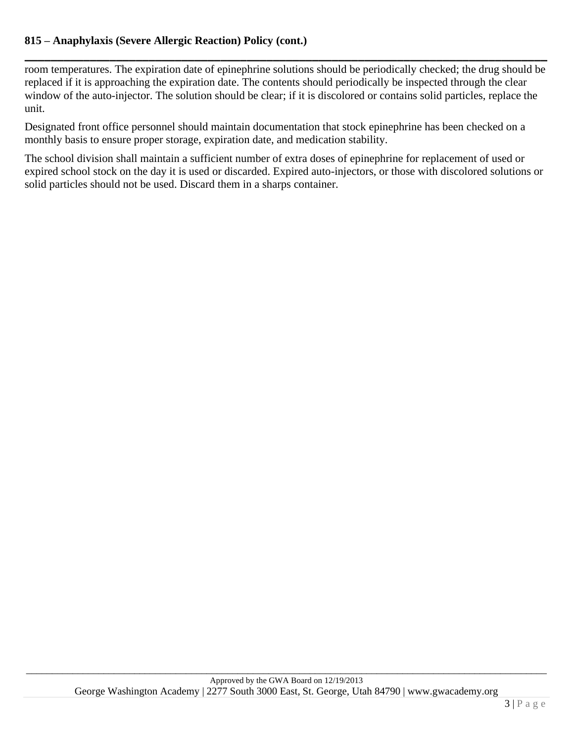room temperatures. The expiration date of epinephrine solutions should be periodically checked; the drug should be replaced if it is approaching the expiration date. The contents should periodically be inspected through the clear window of the auto-injector. The solution should be clear; if it is discolored or contains solid particles, replace the unit.

Designated front office personnel should maintain documentation that stock epinephrine has been checked on a monthly basis to ensure proper storage, expiration date, and medication stability.

The school division shall maintain a sufficient number of extra doses of epinephrine for replacement of used or expired school stock on the day it is used or discarded. Expired auto-injectors, or those with discolored solutions or solid particles should not be used. Discard them in a sharps container.